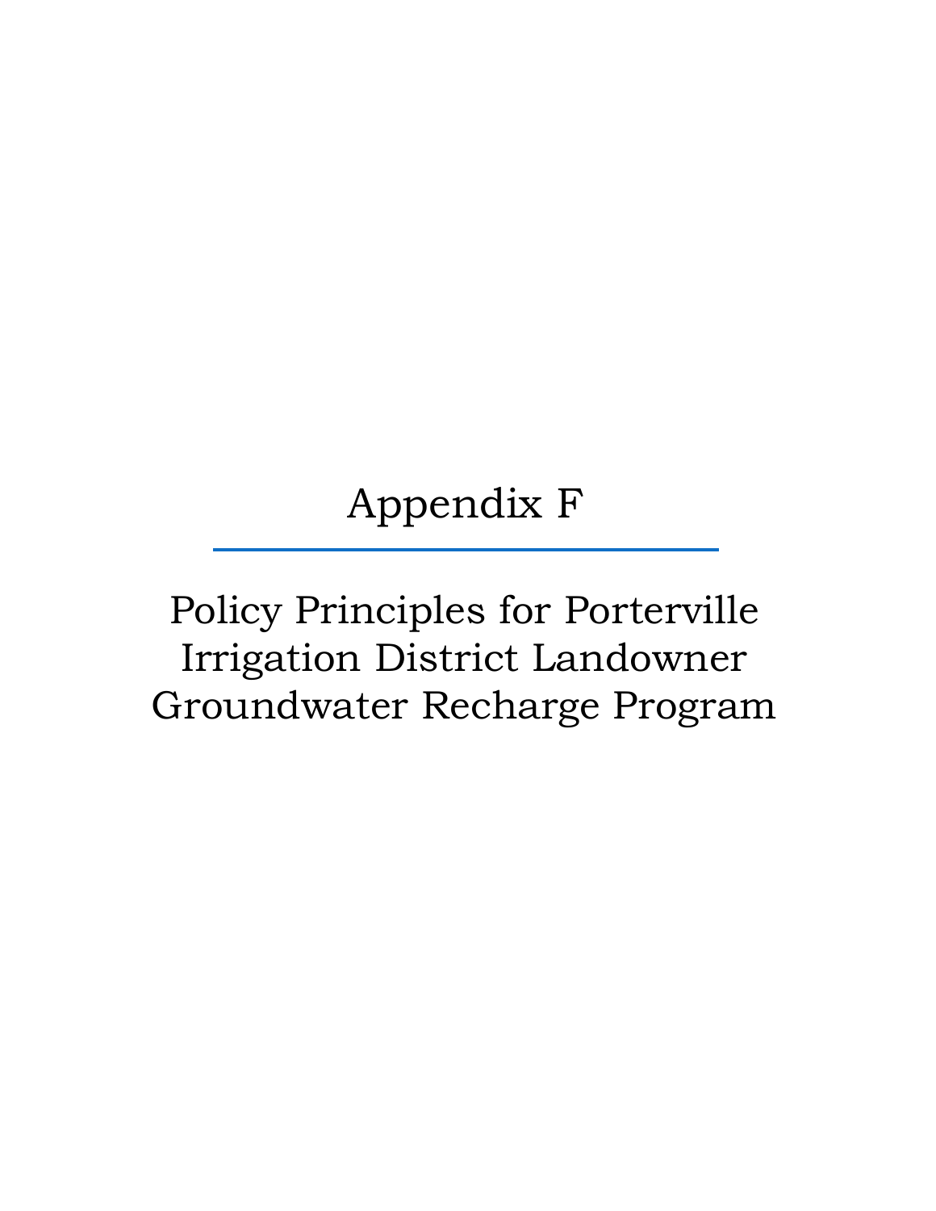# Appendix F

---

## Policy Principles for Porterville Irrigation District Landowner Groundwater Recharge Program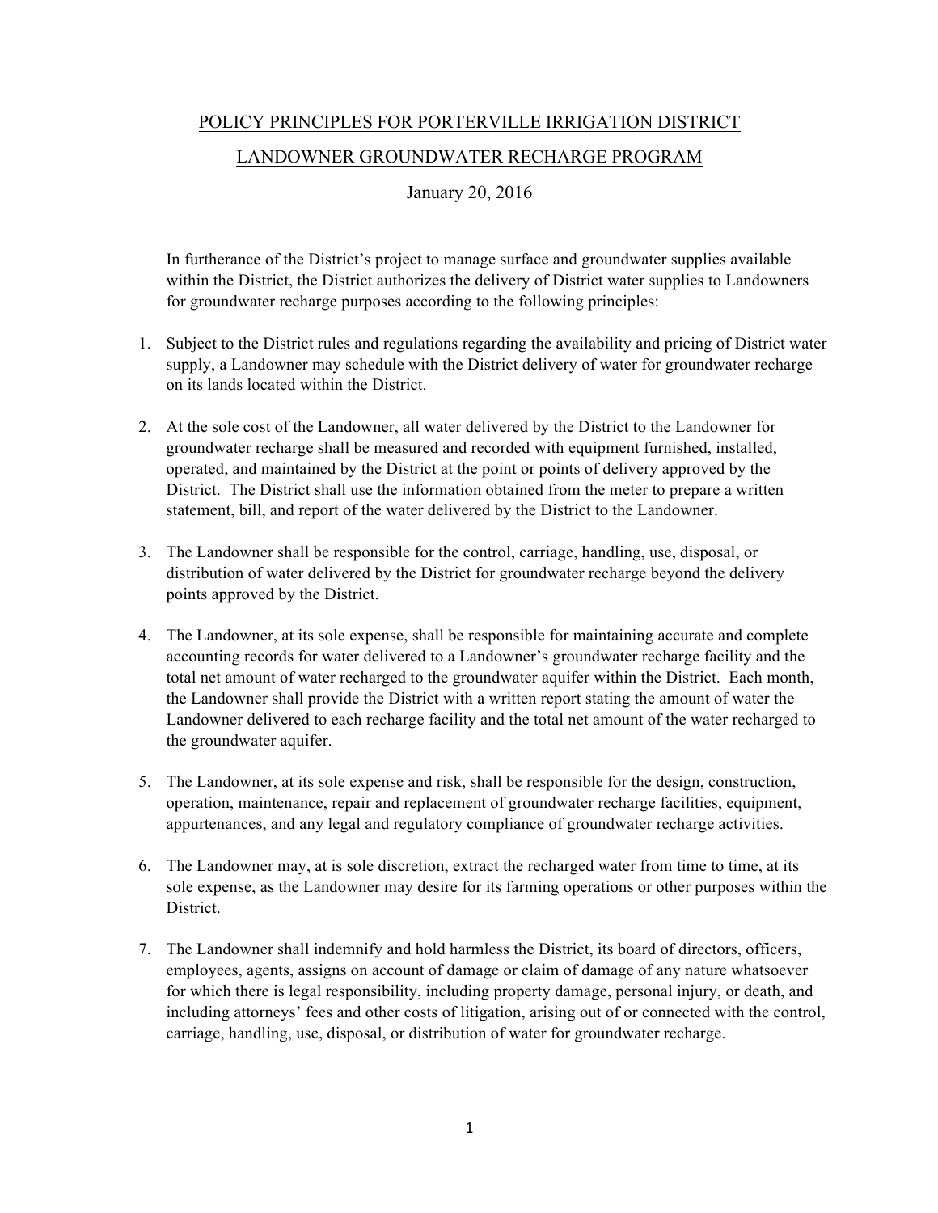POLICY PRINCIPLES FOR PORTERVILLE IRRIGATION DISTRICT

LANDOWNER GROUNDWATER RECHARGE PROGRAM

January 20, 2016

In furtherance of the District's project to manage surface and groundwater supplies available within the District, the District authorizes the delivery of District water supplies to Landowners for groundwater recharge purposes according to the following principles:

1. Subject to the District rules and regulations regarding the availability and pricing of District water supply, a Landowner may schedule with the District delivery of water for groundwater recharge on its lands located within the District.

2. At the sole cost of the Landowner, all water delivered by the District to the Landowner for groundwater recharge shall be measured and recorded with equipment furnished, installed, operated, and maintained by the District at the point or points of delivery approved by the District. The District shall use the information obtained from the meter to prepare a written statement, bill, and report of the water delivered by the District to the Landowner.

3. The Landowner shall be responsible for the control, carriage, handling, use, disposal, or distribution of water delivered by the District for groundwater recharge beyond the delivery points approved by the District.

4. The Landowner, at its sole expense, shall be responsible for maintaining accurate and complete accounting records for water delivered to a Landowner's groundwater recharge facility and the total net amount of water recharged to the groundwater aquifer within the District. Each month, the Landowner shall provide the District with a written report stating the amount of water the Landowner delivered to each recharge facility and the total net amount of the water recharged to the groundwater aquifer.

5. The Landowner, at its sole expense and risk, shall be responsible for the design, construction, operation, maintenance, repair and replacement of groundwater recharge facilities, equipment, appurtenances, and any legal and regulatory compliance of groundwater recharge activities.

6. The Landowner may, at is sole discretion, extract the recharged water from time to time, at its sole expense, as the Landowner may desire for its farming operations or other purposes within the District.

7. The Landowner shall indemnify and hold harmless the District, its board of directors, officers, employees, agents, assigns on account of damage or claim of damage of any nature whatsoever for which there is legal responsibility, including property damage, personal injury, or death, and including attorneys' fees and other costs of litigation, arising out of or connected with the control, carriage, handling, use, disposal, or distribution of water for groundwater recharge.